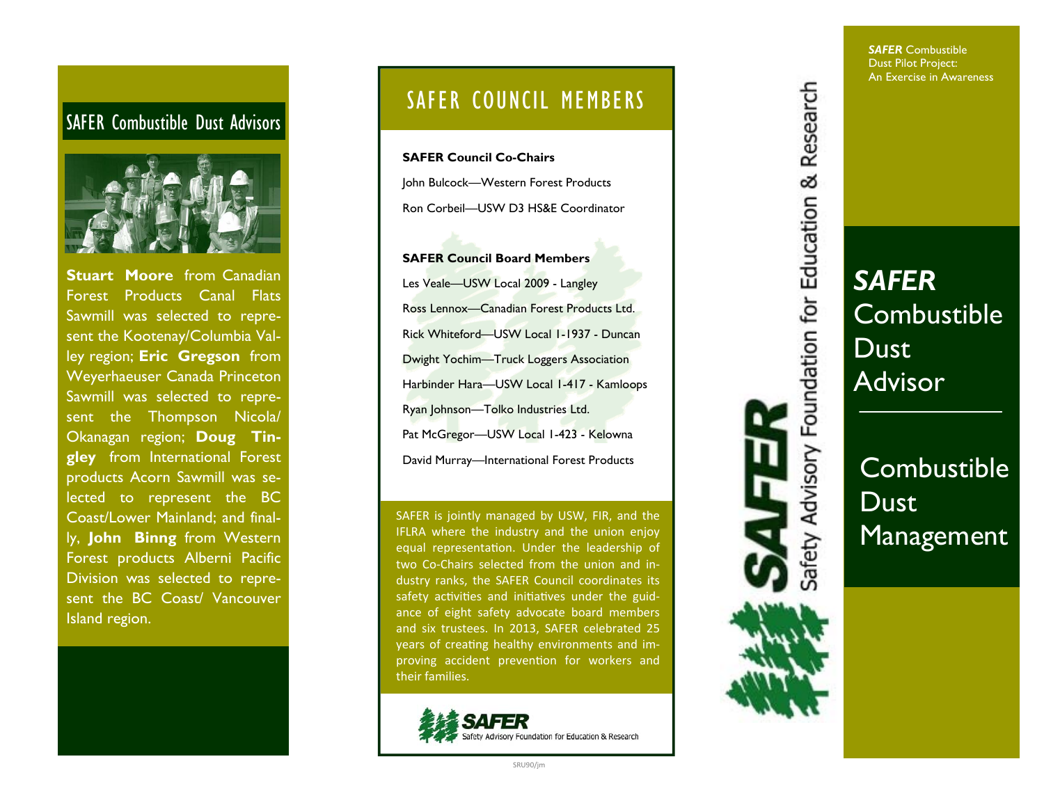## SAFER Combustible Dust Advisors

**Stuart Moore** from Canadian Forest Products Canal Flats Sawmill was selected to represent the Kootenay/Columbia Valley region; **Eric Gregson** from Weyerhaeuser Canada Princeton Sawmill was selected to represent the Thompson Nicola/ Okanagan region; **Doug Tingley** from International Forest products Acorn Sawmill was selected to represent the BC Coast/Lower Mainland; and finally, **John Binng** from Western Forest products Alberni Pacific Division was selected to represent the BC Coast/ Vancouver Island region.

## SAFER COUNCIL MEMBERS

**SAFER Council Co-Chairs**

John Bulcock—Western Forest Products

Ron Corbeil—USW D3 HS&E Coordinator

**SAFER Council Board Members**

Les Veale—USW Local 2009 - Langley

Ross Lennox—Canadian Forest Products Ltd.

Rick Whiteford—USW Local 1-1937 - Duncan

Dwight Yochim—Truck Loggers Association

Harbinder Hara—USW Local 1-417 - Kamloops

Ryan Johnson—Tolko Industries Ltd.

Pat McGregor—USW Local 1-423 - Kelowna

David Murray—International Forest Products

SAFER is jointly managed by USW, FIR, and the IFLRA where the industry and the union enjoy equal representation. Under the leadership of two Co-Chairs selected from the union and industry ranks, the SAFER Council coordinates its safety activities and initiatives under the guidance of eight safety advocate board members and six trustees. In 2013, SAFER celebrated 25 years of creating healthy environments and improving accident prevention for workers and their families.

SAFER Safety Advisory Foundation for Education & Research

SRU90/jm

SAFER Safety Advisory Foundation for Education & Research

***SAFER*** Combustible Dust Pilot Project: An Exercise in Awareness

# ***SAFER*** Combustible Dust Advisor

# Combustible Dust Management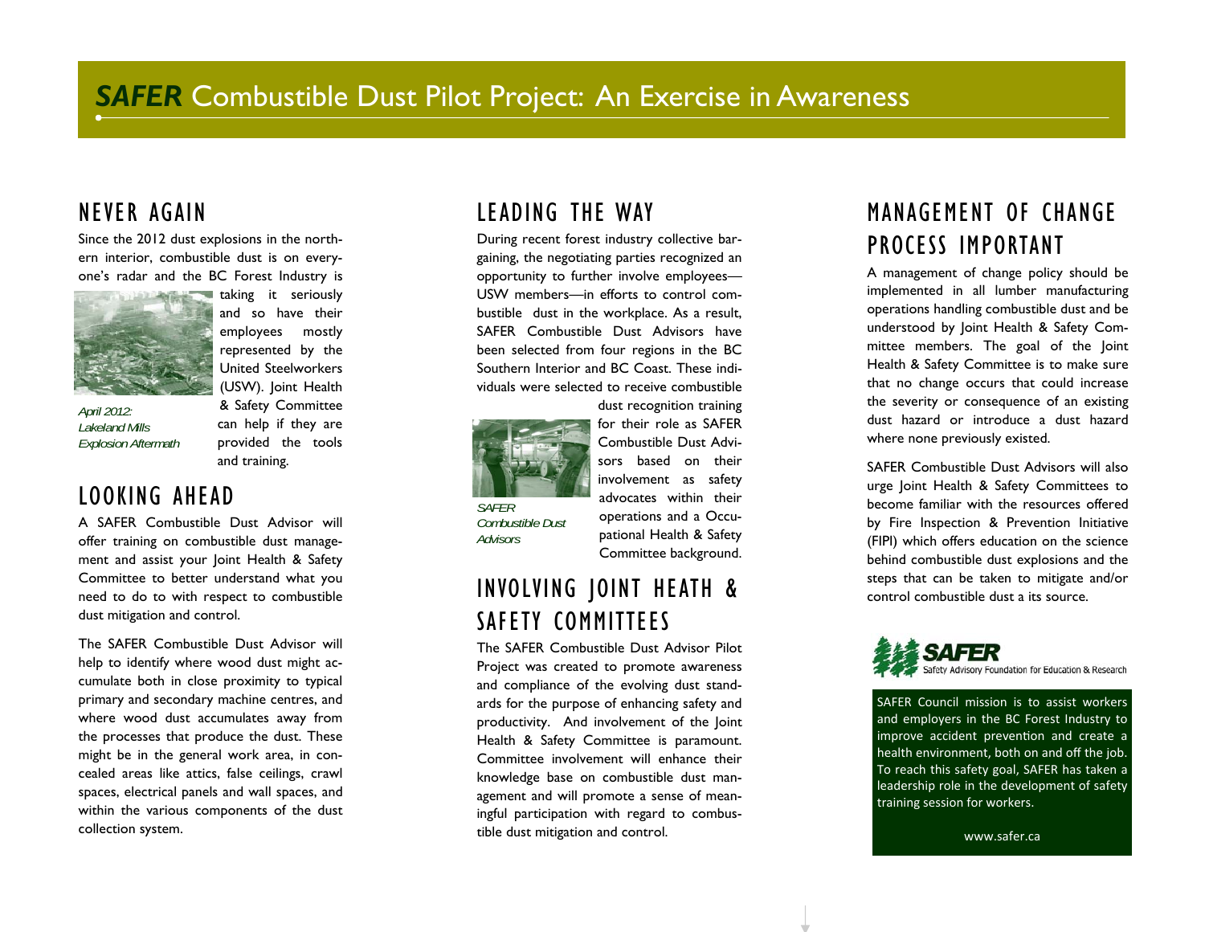# ***SAFER*** Combustible Dust Pilot Project: An Exercise in Awareness

## NEVER AGAIN

Since the 2012 dust explosions in the northern interior, combustible dust is on everyone's radar and the BC Forest Industry is taking it seriously and so have their employees mostly represented by the United Steelworkers (USW). Joint Health & Safety Committee can help if they are provided the tools and training.

*April 2012: Lakeland Mills Explosion Aftermath*

## LOOKING AHEAD

A SAFER Combustible Dust Advisor will offer training on combustible dust management and assist your Joint Health & Safety Committee to better understand what you need to do to with respect to combustible dust mitigation and control.

The SAFER Combustible Dust Advisor will help to identify where wood dust might accumulate both in close proximity to typical primary and secondary machine centres, and where wood dust accumulates away from the processes that produce the dust. These might be in the general work area, in concealed areas like attics, false ceilings, crawl spaces, electrical panels and wall spaces, and within the various components of the dust collection system.

## LEADING THE WAY

During recent forest industry collective bargaining, the negotiating parties recognized an opportunity to further involve employees—USW members—in efforts to control combustible dust in the workplace. As a result, SAFER Combustible Dust Advisors have been selected from four regions in the BC Southern Interior and BC Coast. These individuals were selected to receive combustible dust recognition training for their role as SAFER Combustible Dust Advisors based on their involvement as safety advocates within their operations and a Occupational Health & Safety Committee background.

*SAFER Combustible Dust Advisors*

## INVOLVING JOINT HEATH & SAFETY COMMITTEES

The SAFER Combustible Dust Advisor Pilot Project was created to promote awareness and compliance of the evolving dust standards for the purpose of enhancing safety and productivity. And involvement of the Joint Health & Safety Committee is paramount. Committee involvement will enhance their knowledge base on combustible dust management and will promote a sense of meaningful participation with regard to combustible dust mitigation and control.

## MANAGEMENT OF CHANGE PROCESS IMPORTANT

A management of change policy should be implemented in all lumber manufacturing operations handling combustible dust and be understood by Joint Health & Safety Committee members. The goal of the Joint Health & Safety Committee is to make sure that no change occurs that could increase the severity or consequence of an existing dust hazard or introduce a dust hazard where none previously existed.

SAFER Combustible Dust Advisors will also urge Joint Health & Safety Committees to become familiar with the resources offered by Fire Inspection & Prevention Initiative (FIPI) which offers education on the science behind combustible dust explosions and the steps that can be taken to mitigate and/or control combustible dust a its source.

**SAFER**
Safety Advisory Foundation for Education & Research

SAFER Council mission is to assist workers and employers in the BC Forest Industry to improve accident prevention and create a health environment, both on and off the job. To reach this safety goal, SAFER has taken a leadership role in the development of safety training session for workers.

www.safer.ca